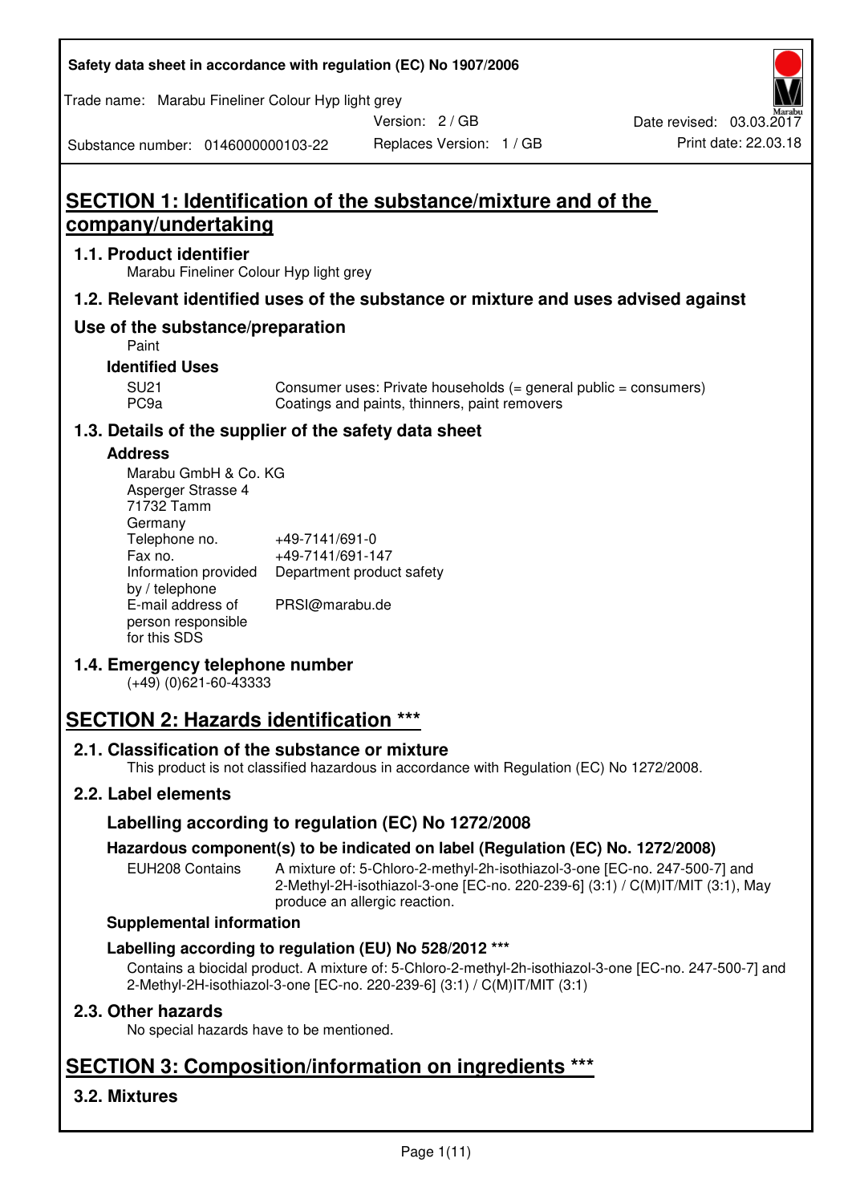# SECTION 1: Identification of the substance/mixture and of the company/undertaking

## 1.1. Product identifier

Marabu Fineliner Colour Hyp light grey

## 1.2. Relevant identified uses of the substance or mixture and uses advised against

## Use of the substance/preparation

Paint

### Identified Uses

| | |
|---|---|
| SU21 | Consumer uses: Private households (= general public = consumers) |
| PC9a | Coatings and paints, thinners, paint removers |

## 1.3. Details of the supplier of the safety data sheet

### Address

Marabu GmbH & Co. KG
Asperger Strasse 4
71732 Tamm
Germany

| | |
|---|---|
| Telephone no. | +49-7141/691-0 |
| Fax no. | +49-7141/691-147 |
| Information provided by / telephone | Department product safety |
| E-mail address of person responsible for this SDS | PRSI@marabu.de |

## 1.4. Emergency telephone number

(+49) (0)621-60-43333

# SECTION 2: Hazards identification ***

## 2.1. Classification of the substance or mixture

This product is not classified hazardous in accordance with Regulation (EC) No 1272/2008.

## 2.2. Label elements

### Labelling according to regulation (EC) No 1272/2008

### Hazardous component(s) to be indicated on label (Regulation (EC) No. 1272/2008)

| | |
|---|---|
| EUH208 Contains | A mixture of: 5-Chloro-2-methyl-2h-isothiazol-3-one [EC-no. 247-500-7] and 2-Methyl-2H-isothiazol-3-one [EC-no. 220-239-6] (3:1) / C(M)IT/MIT (3:1), May produce an allergic reaction. |

### Supplemental information

### Labelling according to regulation (EU) No 528/2012 ***

Contains a biocidal product. A mixture of: 5-Chloro-2-methyl-2h-isothiazol-3-one [EC-no. 247-500-7] and 2-Methyl-2H-isothiazol-3-one [EC-no. 220-239-6] (3:1) / C(M)IT/MIT (3:1)

## 2.3. Other hazards

No special hazards have to be mentioned.

# SECTION 3: Composition/information on ingredients ***

## 3.2. Mixtures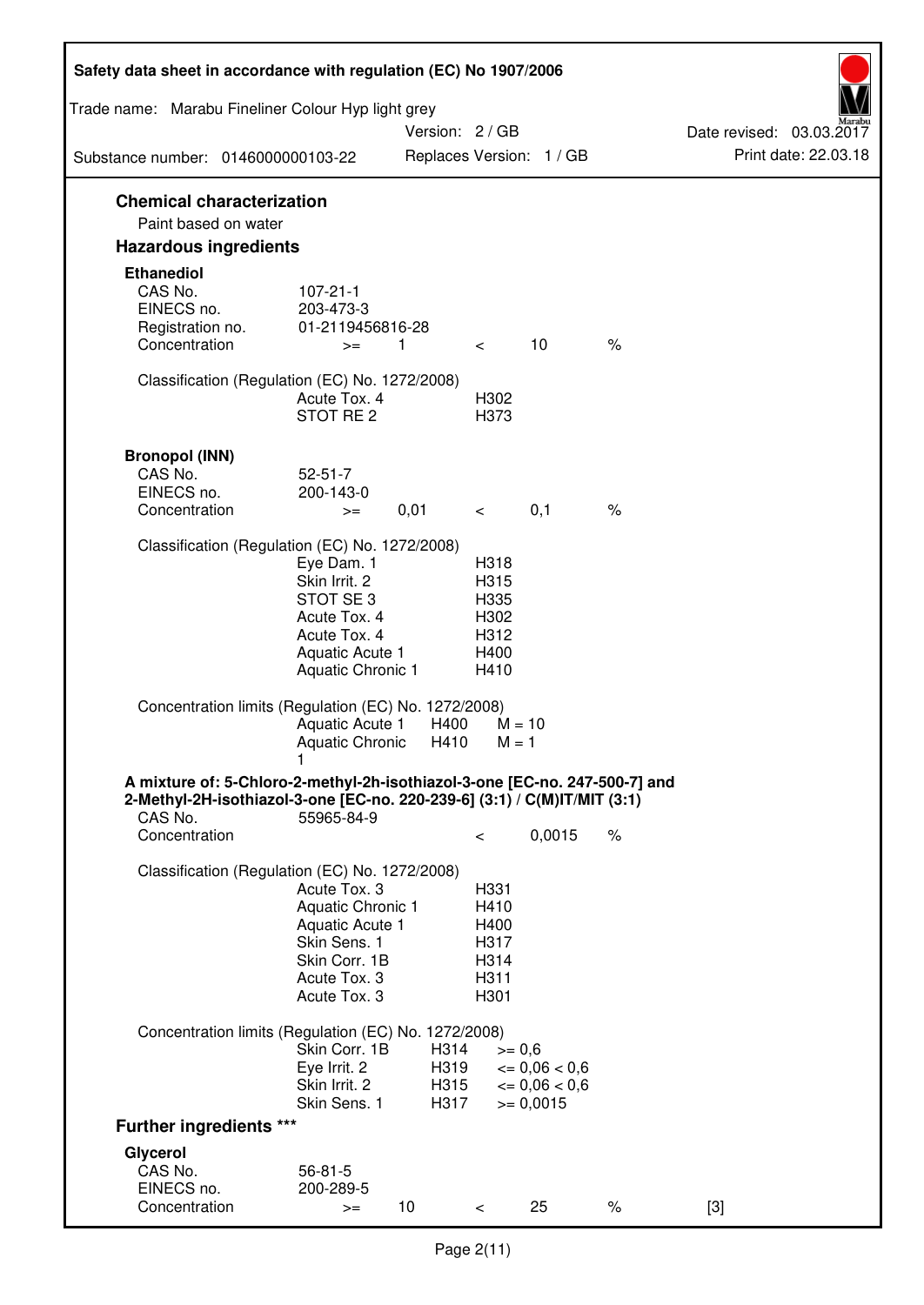## Chemical characterization

Paint based on water

## Hazardous ingredients

### Ethanediol

| | | | | | |
|---|---|---|---|---|---|
| CAS No. | 107-21-1 | | | | |
| EINECS no. | 203-473-3 | | | | |
| Registration no. | 01-2119456816-28 | | | | |
| Concentration | >= | 1 | < | 10 | % |

Classification (Regulation (EC) No. 1272/2008)

| | |
|---|---|
| Acute Tox. 4 | H302 |
| STOT RE 2 | H373 |

### Bronopol (INN)

| | | | | | |
|---|---|---|---|---|---|
| CAS No. | 52-51-7 | | | | |
| EINECS no. | 200-143-0 | | | | |
| Concentration | >= | 0,01 | < | 0,1 | % |

Classification (Regulation (EC) No. 1272/2008)

| | |
|---|---|
| Eye Dam. 1 | H318 |
| Skin Irrit. 2 | H315 |
| STOT SE 3 | H335 |
| Acute Tox. 4 | H302 |
| Acute Tox. 4 | H312 |
| Aquatic Acute 1 | H400 |
| Aquatic Chronic 1 | H410 |

Concentration limits (Regulation (EC) No. 1272/2008)

| | | |
|---|---|---|
| Aquatic Acute 1 | H400 | M = 10 |
| Aquatic Chronic 1 | H410 | M = 1 |

### A mixture of: 5-Chloro-2-methyl-2h-isothiazol-3-one [EC-no. 247-500-7] and 2-Methyl-2H-isothiazol-3-one [EC-no. 220-239-6] (3:1) / C(M)IT/MIT (3:1)

| | | | |
|---|---|---|---|
| CAS No. | 55965-84-9 | | |
| Concentration | < | 0,0015 | % |

Classification (Regulation (EC) No. 1272/2008)

| | |
|---|---|
| Acute Tox. 3 | H331 |
| Aquatic Chronic 1 | H410 |
| Aquatic Acute 1 | H400 |
| Skin Sens. 1 | H317 |
| Skin Corr. 1B | H314 |
| Acute Tox. 3 | H311 |
| Acute Tox. 3 | H301 |

Concentration limits (Regulation (EC) No. 1272/2008)

| | | |
|---|---|---|
| Skin Corr. 1B | H314 | >= 0,6 |
| Eye Irrit. 2 | H319 | <= 0,06 < 0,6 |
| Skin Irrit. 2 | H315 | <= 0,06 < 0,6 |
| Skin Sens. 1 | H317 | >= 0,0015 |

## Further ingredients ***

### Glycerol

| | | | | | | |
|---|---|---|---|---|---|---|
| CAS No. | 56-81-5 | | | | | |
| EINECS no. | 200-289-5 | | | | | |
| Concentration | >= | 10 | < | 25 | % | [3] |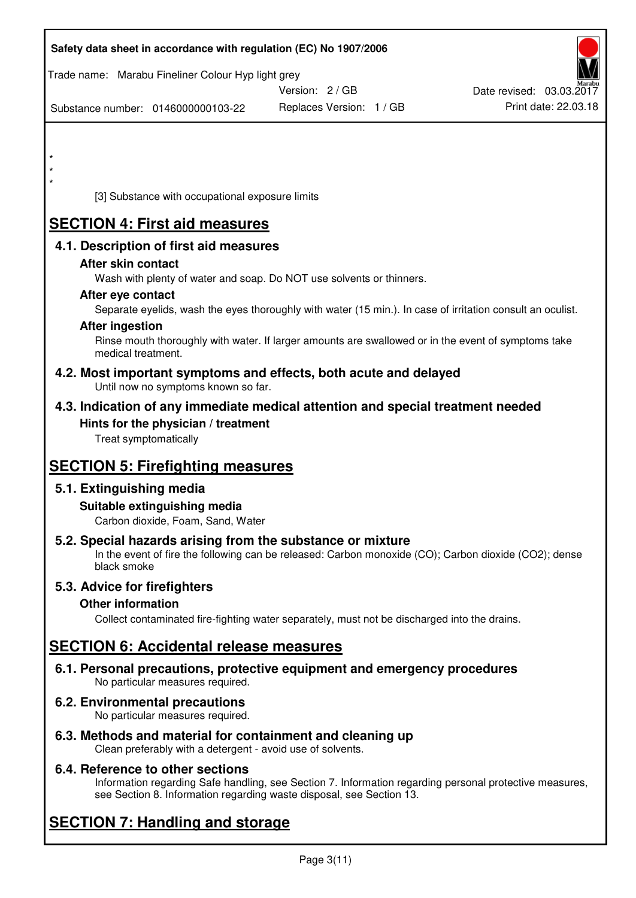\*
\*
\*

[3] Substance with occupational exposure limits

# SECTION 4: First aid measures

## 4.1. Description of first aid measures

### After skin contact

Wash with plenty of water and soap. Do NOT use solvents or thinners.

### After eye contact

Separate eyelids, wash the eyes thoroughly with water (15 min.). In case of irritation consult an oculist.

### After ingestion

Rinse mouth thoroughly with water. If larger amounts are swallowed or in the event of symptoms take medical treatment.

## 4.2. Most important symptoms and effects, both acute and delayed

Until now no symptoms known so far.

## 4.3. Indication of any immediate medical attention and special treatment needed

### Hints for the physician / treatment

Treat symptomatically

# SECTION 5: Firefighting measures

## 5.1. Extinguishing media

### Suitable extinguishing media

Carbon dioxide, Foam, Sand, Water

## 5.2. Special hazards arising from the substance or mixture

In the event of fire the following can be released: Carbon monoxide (CO); Carbon dioxide ($CO_2$); dense black smoke

## 5.3. Advice for firefighters

### Other information

Collect contaminated fire-fighting water separately, must not be discharged into the drains.

# SECTION 6: Accidental release measures

## 6.1. Personal precautions, protective equipment and emergency procedures

No particular measures required.

## 6.2. Environmental precautions

No particular measures required.

## 6.3. Methods and material for containment and cleaning up

Clean preferably with a detergent - avoid use of solvents.

## 6.4. Reference to other sections

Information regarding Safe handling, see Section 7. Information regarding personal protective measures, see Section 8. Information regarding waste disposal, see Section 13.

# SECTION 7: Handling and storage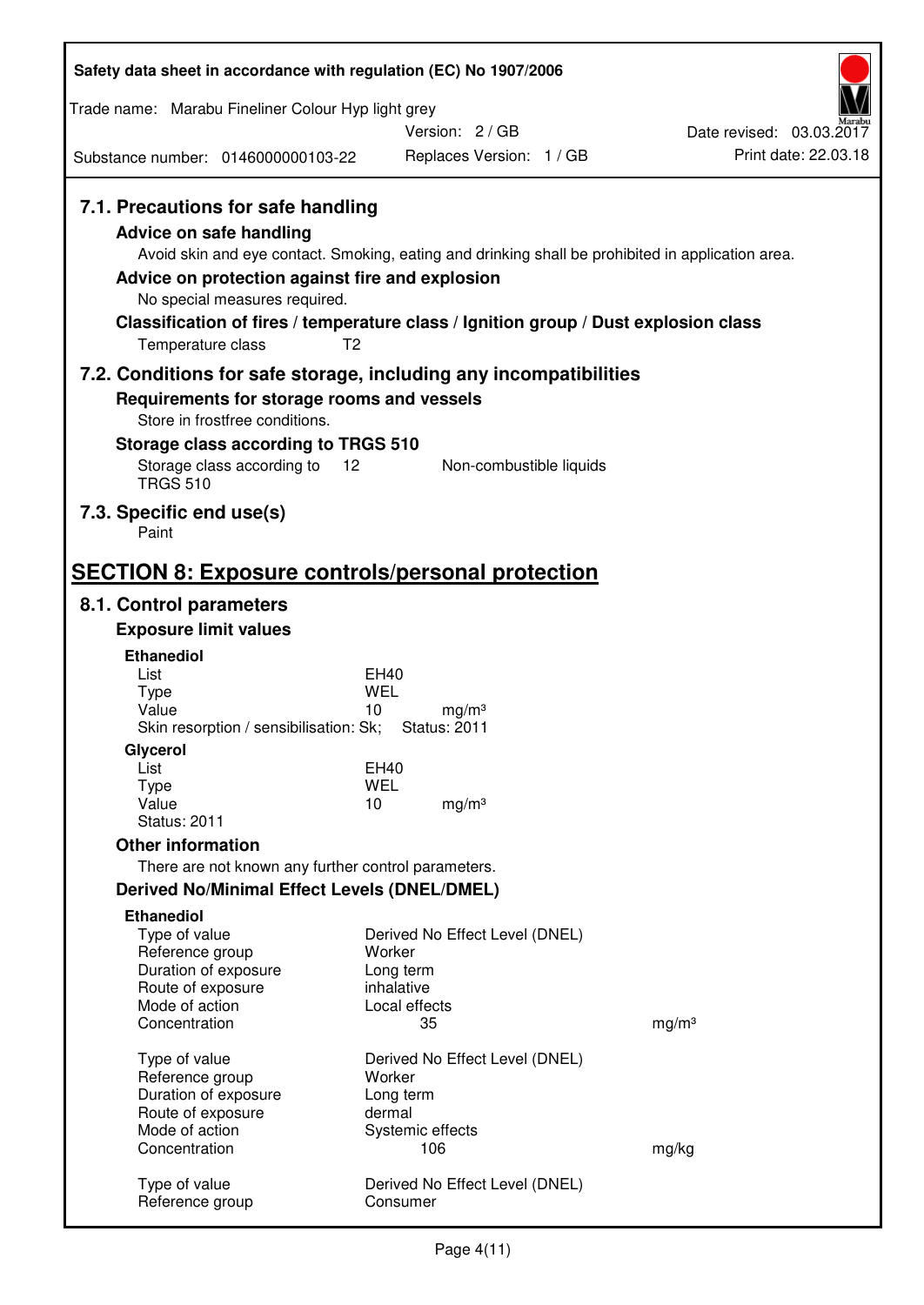### 7.1. Precautions for safe handling

**Advice on safe handling**

Avoid skin and eye contact. Smoking, eating and drinking shall be prohibited in application area.

**Advice on protection against fire and explosion**

No special measures required.

**Classification of fires / temperature class / Ignition group / Dust explosion class**

| | |
|---|---|
| Temperature class | T2 |

### 7.2. Conditions for safe storage, including any incompatibilities

**Requirements for storage rooms and vessels**

Store in frostfree conditions.

**Storage class according to TRGS 510**

| | | |
|---|---|---|
| Storage class according to TRGS 510 | 12 | Non-combustible liquids |

### 7.3. Specific end use(s)

Paint

## SECTION 8: Exposure controls/personal protection

### 8.1. Control parameters

**Exposure limit values**

**Ethanediol**

| | | |
|---|---|---|
| List | EH40 | |
| Type | WEL | |
| Value | 10 | mg/m³ |
| Skin resorption / sensibilisation: Sk; | Status: 2011 | |

**Glycerol**

| | | |
|---|---|---|
| List | EH40 | |
| Type | WEL | |
| Value | 10 | mg/m³ |
| Status: 2011 | | |

**Other information**

There are not known any further control parameters.

**Derived No/Minimal Effect Levels (DNEL/DMEL)**

**Ethanediol**

| | | |
|---|---|---|
| Type of value | Derived No Effect Level (DNEL) | |
| Reference group | Worker | |
| Duration of exposure | Long term | |
| Route of exposure | inhalative | |
| Mode of action | Local effects | |
| Concentration | 35 | mg/m³ |

| | | |
|---|---|---|
| Type of value | Derived No Effect Level (DNEL) | |
| Reference group | Worker | |
| Duration of exposure | Long term | |
| Route of exposure | dermal | |
| Mode of action | Systemic effects | |
| Concentration | 106 | mg/kg |

| | |
|---|---|
| Type of value | Derived No Effect Level (DNEL) |
| Reference group | Consumer |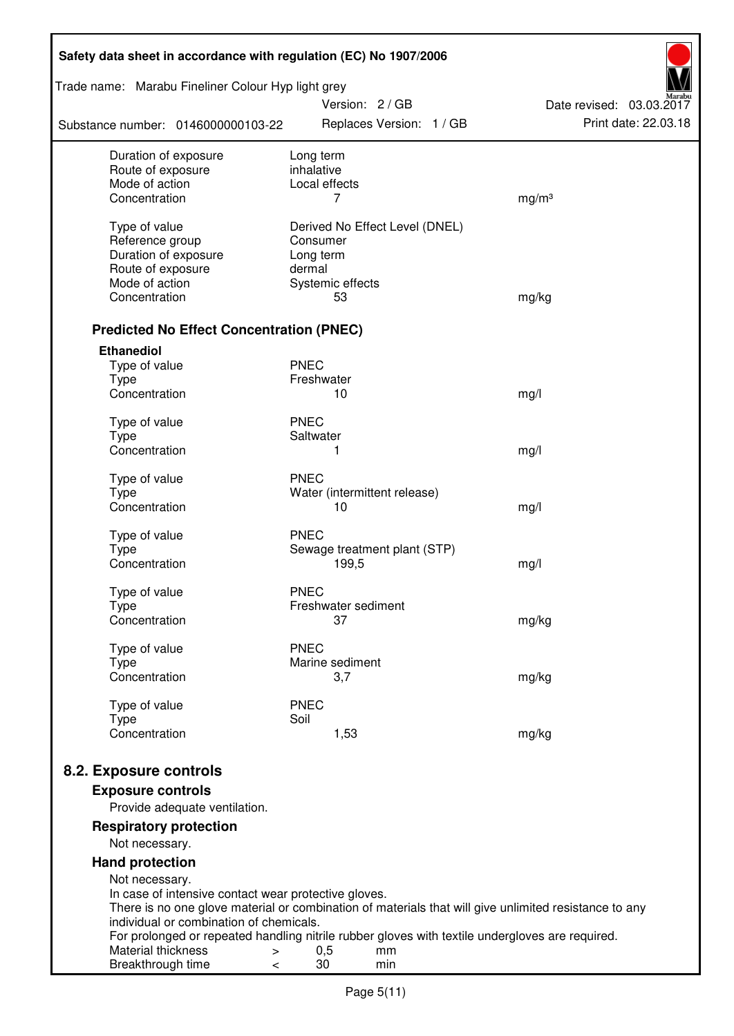| | | |
|---|---|---|
| Duration of exposure | Long term | |
| Route of exposure | inhalative | |
| Mode of action | Local effects | |
| Concentration | 7 | mg/m³ |
| | | |
| Type of value | Derived No Effect Level (DNEL) | |
| Reference group | Consumer | |
| Duration of exposure | Long term | |
| Route of exposure | dermal | |
| Mode of action | Systemic effects | |
| Concentration | 53 | mg/kg |

### Predicted No Effect Concentration (PNEC)

**Ethanediol**

| | | |
|---|---|---|
| Type of value | PNEC | |
| Type | Freshwater | |
| Concentration | 10 | mg/l |
| | | |
| Type of value | PNEC | |
| Type | Saltwater | |
| Concentration | 1 | mg/l |
| | | |
| Type of value | PNEC | |
| Type | Water (intermittent release) | |
| Concentration | 10 | mg/l |
| | | |
| Type of value | PNEC | |
| Type | Sewage treatment plant (STP) | |
| Concentration | 199,5 | mg/l |
| | | |
| Type of value | PNEC | |
| Type | Freshwater sediment | |
| Concentration | 37 | mg/kg |
| | | |
| Type of value | PNEC | |
| Type | Marine sediment | |
| Concentration | 3,7 | mg/kg |
| | | |
| Type of value | PNEC | |
| Type | Soil | |
| Concentration | 1,53 | mg/kg |

## 8.2. Exposure controls

### Exposure controls

Provide adequate ventilation.

### Respiratory protection

Not necessary.

### Hand protection

Not necessary.
In case of intensive contact wear protective gloves.
There is no one glove material or combination of materials that will give unlimited resistance to any individual or combination of chemicals.
For prolonged or repeated handling nitrile rubber gloves with textile undergloves are required.

| | | | |
|---|---|---|---|
| Material thickness | > | 0,5 | mm |
| Breakthrough time | < | 30 | min |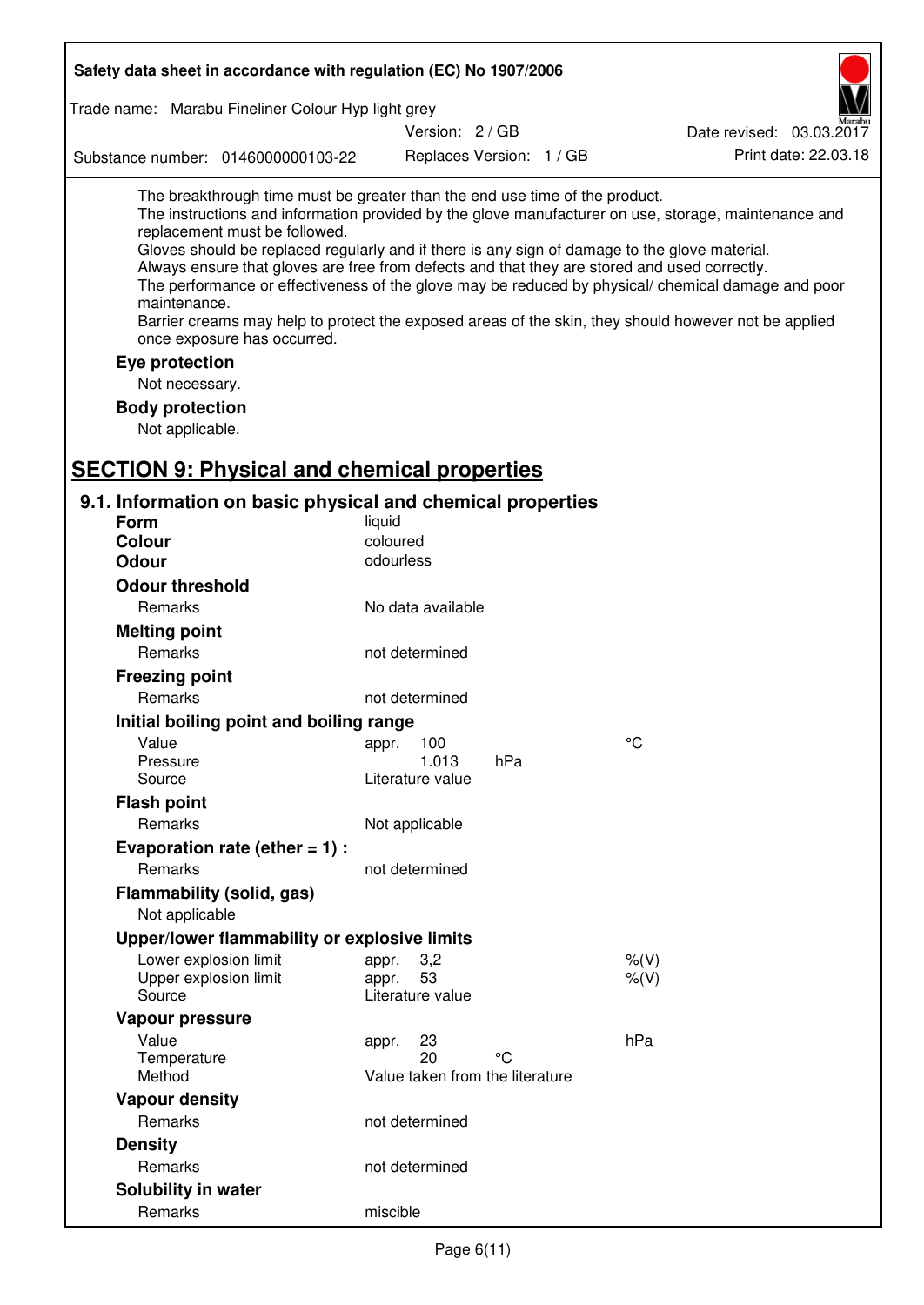The breakthrough time must be greater than the end use time of the product.
The instructions and information provided by the glove manufacturer on use, storage, maintenance and replacement must be followed.
Gloves should be replaced regularly and if there is any sign of damage to the glove material.
Always ensure that gloves are free from defects and that they are stored and used correctly.
The performance or effectiveness of the glove may be reduced by physical/ chemical damage and poor maintenance.
Barrier creams may help to protect the exposed areas of the skin, they should however not be applied once exposure has occurred.

**Eye protection**

Not necessary.

**Body protection**

Not applicable.

# SECTION 9: Physical and chemical properties

## 9.1. Information on basic physical and chemical properties

| | | | |
|---|---|---|---|
| **Form** | liquid | | |
| **Colour** | coloured | | |
| **Odour** | odourless | | |
| **Odour threshold** | | | |
| Remarks | No data available | | |
| **Melting point** | | | |
| Remarks | not determined | | |
| **Freezing point** | | | |
| Remarks | not determined | | |
| **Initial boiling point and boiling range** | | | |
| Value | appr. 100 | | °C |
| Pressure | 1.013 | hPa | |
| Source | Literature value | | |
| **Flash point** | | | |
| Remarks | Not applicable | | |
| **Evaporation rate (ether = 1) :** | | | |
| Remarks | not determined | | |
| **Flammability (solid, gas)** | | | |
| Not applicable | | | |
| **Upper/lower flammability or explosive limits** | | | |
| Lower explosion limit | appr. 3,2 | | %(V) |
| Upper explosion limit | appr. 53 | | %(V) |
| Source | Literature value | | |
| **Vapour pressure** | | | |
| Value | appr. 23 | | hPa |
| Temperature | 20 | °C | |
| Method | Value taken from the literature | | |
| **Vapour density** | | | |
| Remarks | not determined | | |
| **Density** | | | |
| Remarks | not determined | | |
| **Solubility in water** | | | |
| Remarks | miscible | | |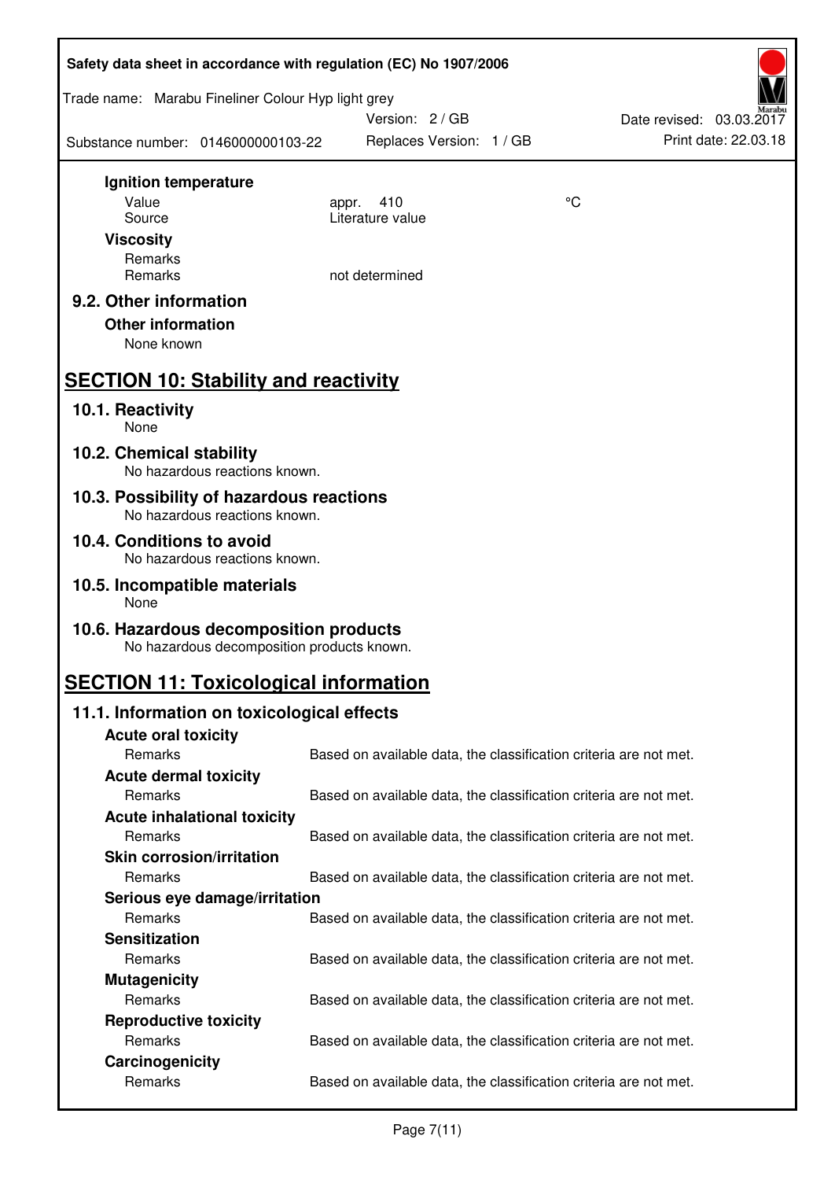**Ignition temperature**

| | | |
|---|---|---|
| Value | appr. 410 | °C |
| Source | Literature value | |

**Viscosity**

| | |
|---|---|
| Remarks | |
| Remarks | not determined |

### 9.2. Other information

**Other information**

None known

## SECTION 10: Stability and reactivity

### 10.1. Reactivity

None

### 10.2. Chemical stability

No hazardous reactions known.

### 10.3. Possibility of hazardous reactions

No hazardous reactions known.

### 10.4. Conditions to avoid

No hazardous reactions known.

### 10.5. Incompatible materials

None

### 10.6. Hazardous decomposition products

No hazardous decomposition products known.

## SECTION 11: Toxicological information

### 11.1. Information on toxicological effects

**Acute oral toxicity**

| | |
|---|---|
| Remarks | Based on available data, the classification criteria are not met. |

**Acute dermal toxicity**

| | |
|---|---|
| Remarks | Based on available data, the classification criteria are not met. |

**Acute inhalational toxicity**

| | |
|---|---|
| Remarks | Based on available data, the classification criteria are not met. |

**Skin corrosion/irritation**

| | |
|---|---|
| Remarks | Based on available data, the classification criteria are not met. |

**Serious eye damage/irritation**

| | |
|---|---|
| Remarks | Based on available data, the classification criteria are not met. |

**Sensitization**

| | |
|---|---|
| Remarks | Based on available data, the classification criteria are not met. |

**Mutagenicity**

| | |
|---|---|
| Remarks | Based on available data, the classification criteria are not met. |

**Reproductive toxicity**

| | |
|---|---|
| Remarks | Based on available data, the classification criteria are not met. |

**Carcinogenicity**

| | |
|---|---|
| Remarks | Based on available data, the classification criteria are not met. |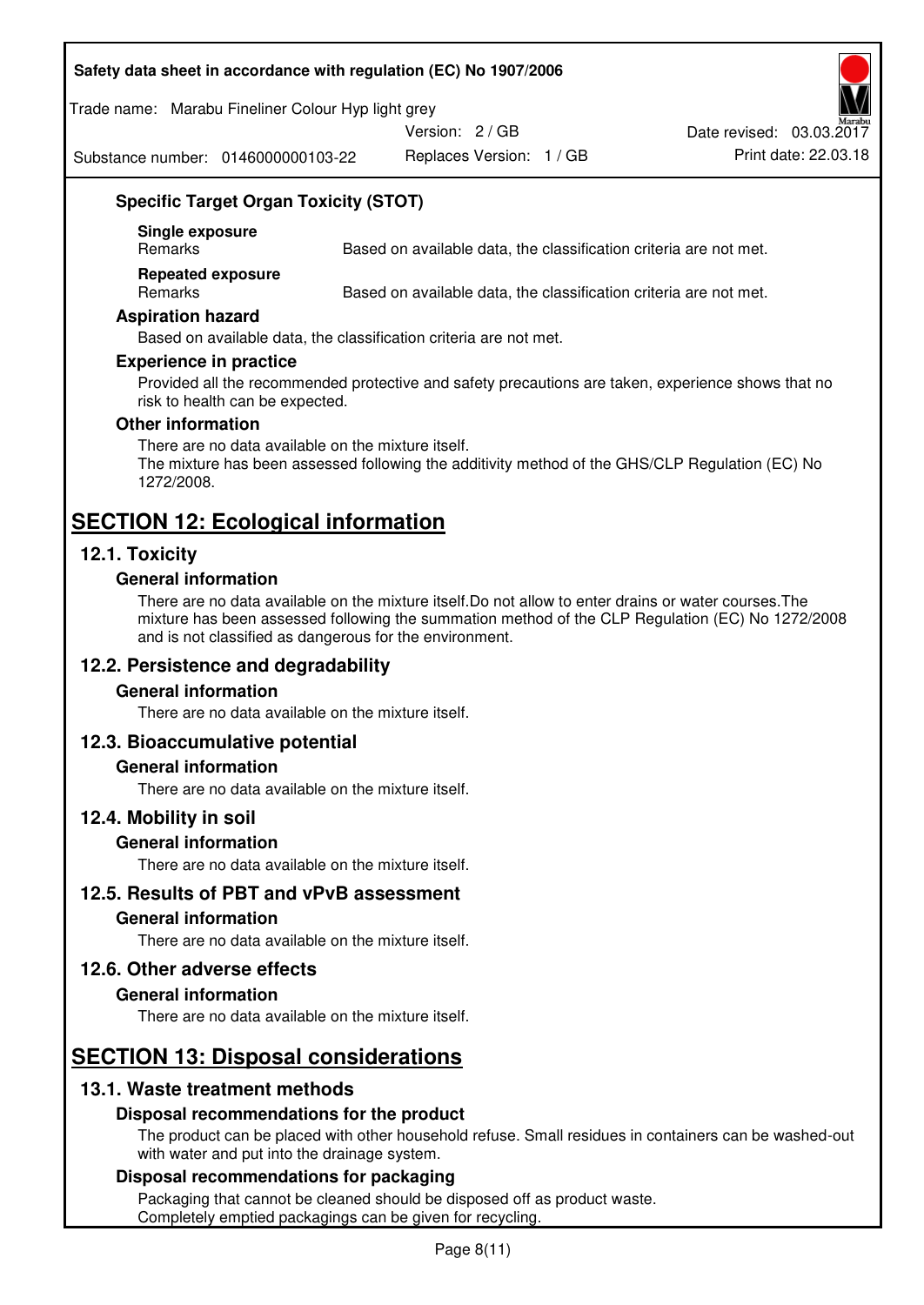### Specific Target Organ Toxicity (STOT)

**Single exposure**

| | |
|---|---|
| Remarks | Based on available data, the classification criteria are not met. |

**Repeated exposure**

| | |
|---|---|
| Remarks | Based on available data, the classification criteria are not met. |

### Aspiration hazard

Based on available data, the classification criteria are not met.

### Experience in practice

Provided all the recommended protective and safety precautions are taken, experience shows that no risk to health can be expected.

### Other information

There are no data available on the mixture itself.
The mixture has been assessed following the additivity method of the GHS/CLP Regulation (EC) No 1272/2008.

# SECTION 12: Ecological information

## 12.1. Toxicity

### General information

There are no data available on the mixture itself.Do not allow to enter drains or water courses.The mixture has been assessed following the summation method of the CLP Regulation (EC) No 1272/2008 and is not classified as dangerous for the environment.

## 12.2. Persistence and degradability

### General information

There are no data available on the mixture itself.

## 12.3. Bioaccumulative potential

### General information

There are no data available on the mixture itself.

## 12.4. Mobility in soil

### General information

There are no data available on the mixture itself.

## 12.5. Results of PBT and vPvB assessment

### General information

There are no data available on the mixture itself.

## 12.6. Other adverse effects

### General information

There are no data available on the mixture itself.

# SECTION 13: Disposal considerations

## 13.1. Waste treatment methods

### Disposal recommendations for the product

The product can be placed with other household refuse. Small residues in containers can be washed-out with water and put into the drainage system.

### Disposal recommendations for packaging

Packaging that cannot be cleaned should be disposed off as product waste.
Completely emptied packagings can be given for recycling.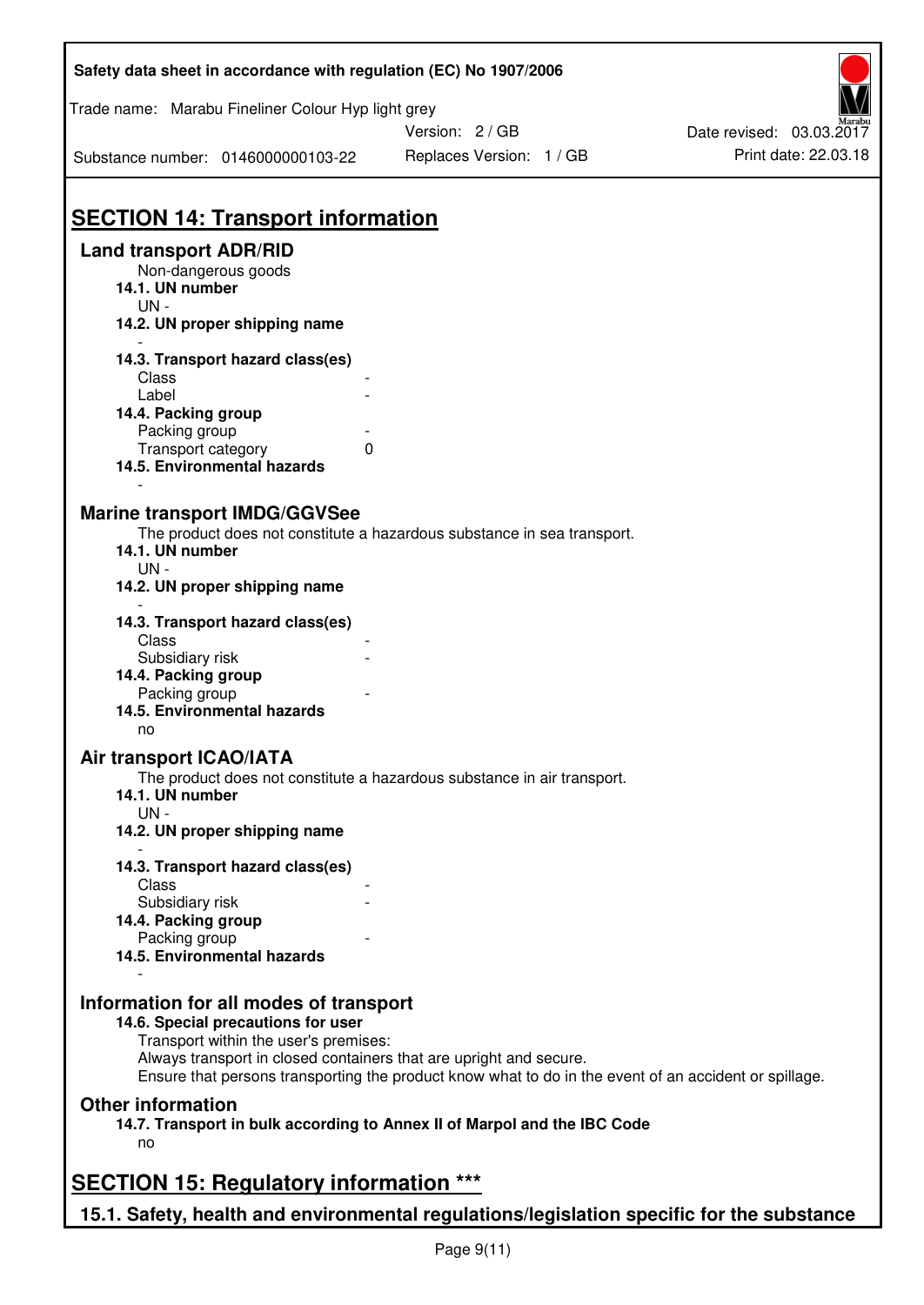## SECTION 14: Transport information

### Land transport ADR/RID

Non-dangerous goods

**14.1. UN number**

UN -

**14.2. UN proper shipping name**

-

**14.3. Transport hazard class(es)**

| | |
|---|---|
| Class | - |
| Label | - |

**14.4. Packing group**

| | |
|---|---|
| Packing group | - |
| Transport category | 0 |

**14.5. Environmental hazards**

-

### Marine transport IMDG/GGVSee

The product does not constitute a hazardous substance in sea transport.

**14.1. UN number**

UN -

**14.2. UN proper shipping name**

-

**14.3. Transport hazard class(es)**

| | |
|---|---|
| Class | - |
| Subsidiary risk | - |

**14.4. Packing group**

| | |
|---|---|
| Packing group | - |

**14.5. Environmental hazards**

no

### Air transport ICAO/IATA

The product does not constitute a hazardous substance in air transport.

**14.1. UN number**

UN -

**14.2. UN proper shipping name**

-

**14.3. Transport hazard class(es)**

| | |
|---|---|
| Class | - |
| Subsidiary risk | - |

**14.4. Packing group**

| | |
|---|---|
| Packing group | - |

**14.5. Environmental hazards**

-

### Information for all modes of transport

**14.6. Special precautions for user**

Transport within the user's premises:
Always transport in closed containers that are upright and secure.
Ensure that persons transporting the product know what to do in the event of an accident or spillage.

### Other information

**14.7. Transport in bulk according to Annex II of Marpol and the IBC Code**

no

## SECTION 15: Regulatory information ***

### 15.1. Safety, health and environmental regulations/legislation specific for the substance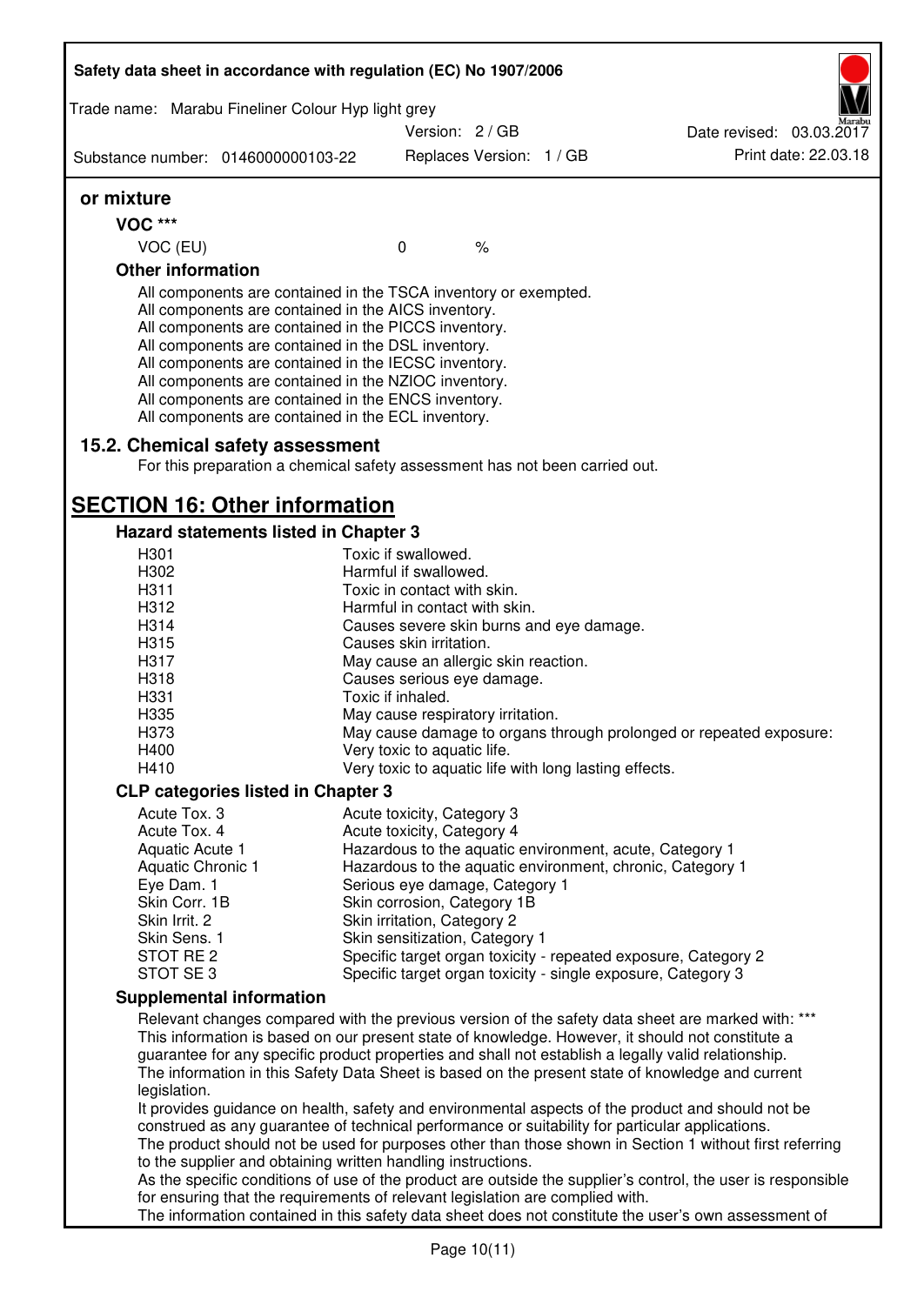**or mixture**

**VOC \*\*\***

| VOC (EU) | 0 | % |
|---|---|---|

**Other information**

All components are contained in the TSCA inventory or exempted.
All components are contained in the AICS inventory.
All components are contained in the PICCS inventory.
All components are contained in the DSL inventory.
All components are contained in the IECSC inventory.
All components are contained in the NZIOC inventory.
All components are contained in the ENCS inventory.
All components are contained in the ECL inventory.

### 15.2. Chemical safety assessment

For this preparation a chemical safety assessment has not been carried out.

## SECTION 16: Other information

### Hazard statements listed in Chapter 3

| | |
|---|---|
| H301 | Toxic if swallowed. |
| H302 | Harmful if swallowed. |
| H311 | Toxic in contact with skin. |
| H312 | Harmful in contact with skin. |
| H314 | Causes severe skin burns and eye damage. |
| H315 | Causes skin irritation. |
| H317 | May cause an allergic skin reaction. |
| H318 | Causes serious eye damage. |
| H331 | Toxic if inhaled. |
| H335 | May cause respiratory irritation. |
| H373 | May cause damage to organs through prolonged or repeated exposure: |
| H400 | Very toxic to aquatic life. |
| H410 | Very toxic to aquatic life with long lasting effects. |

### CLP categories listed in Chapter 3

| | |
|---|---|
| Acute Tox. 3 | Acute toxicity, Category 3 |
| Acute Tox. 4 | Acute toxicity, Category 4 |
| Aquatic Acute 1 | Hazardous to the aquatic environment, acute, Category 1 |
| Aquatic Chronic 1 | Hazardous to the aquatic environment, chronic, Category 1 |
| Eye Dam. 1 | Serious eye damage, Category 1 |
| Skin Corr. 1B | Skin corrosion, Category 1B |
| Skin Irrit. 2 | Skin irritation, Category 2 |
| Skin Sens. 1 | Skin sensitization, Category 1 |
| STOT RE 2 | Specific target organ toxicity - repeated exposure, Category 2 |
| STOT SE 3 | Specific target organ toxicity - single exposure, Category 3 |

### Supplemental information

Relevant changes compared with the previous version of the safety data sheet are marked with: \*\*\*
This information is based on our present state of knowledge. However, it should not constitute a guarantee for any specific product properties and shall not establish a legally valid relationship.
The information in this Safety Data Sheet is based on the present state of knowledge and current legislation.
It provides guidance on health, safety and environmental aspects of the product and should not be construed as any guarantee of technical performance or suitability for particular applications.
The product should not be used for purposes other than those shown in Section 1 without first referring to the supplier and obtaining written handling instructions.
As the specific conditions of use of the product are outside the supplier's control, the user is responsible for ensuring that the requirements of relevant legislation are complied with.
The information contained in this safety data sheet does not constitute the user's own assessment of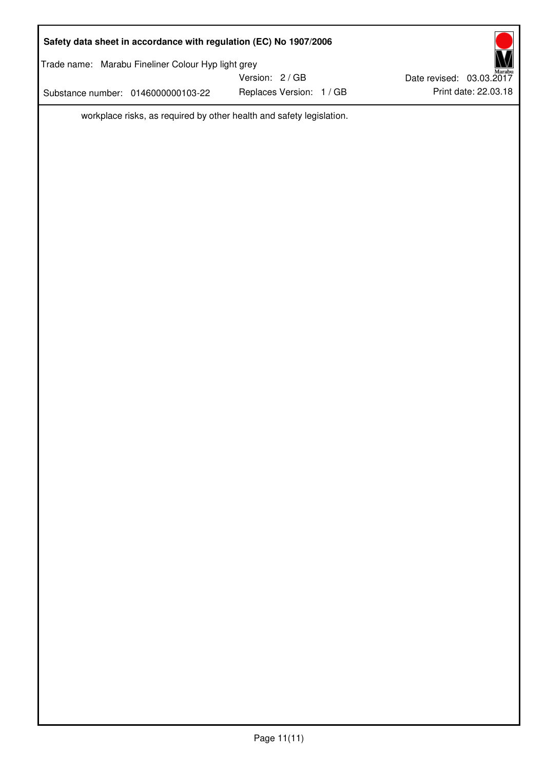workplace risks, as required by other health and safety legislation.